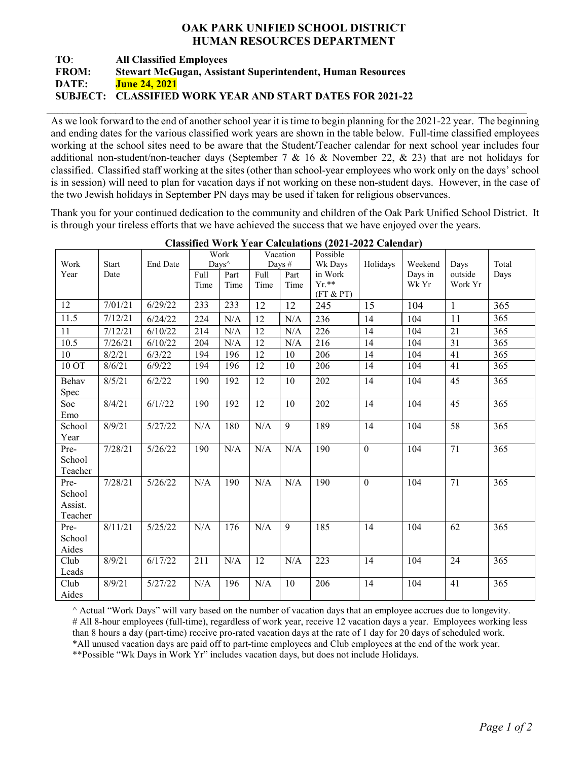# OAK PARK UNIFIED SCHOOL DISTRICT
## HUMAN RESOURCES DEPARTMENT

**TO**: **All Classified Employees**
**FROM: Stewart McGugan, Assistant Superintendent, Human Resources**
**DATE: June 24, 2021**
**SUBJECT: CLASSIFIED WORK YEAR AND START DATES FOR 2021-22**

---

As we look forward to the end of another school year it is time to begin planning for the 2021-22 year. The beginning and ending dates for the various classified work years are shown in the table below. Full-time classified employees working at the school sites need to be aware that the Student/Teacher calendar for next school year includes four additional non-student/non-teacher days (September 7 & 16 & November 22, & 23) that are not holidays for classified. Classified staff working at the sites (other than school-year employees who work only on the days' school is in session) will need to plan for vacation days if not working on these non-student days. However, in the case of the two Jewish holidays in September PN days may be used if taken for religious observances.

Thank you for your continued dedication to the community and children of the Oak Park Unified School District. It is through your tireless efforts that we have achieved the success that we have enjoyed over the years.

**Classified Work Year Calculations (2021-2022 Calendar)**

| Work Year | Start Date | End Date | Work Days^ | | Vacation Days # | | Possible Wk Days in Work Yr.** (FT & PT) | Holidays | Weekend Days in Wk Yr | Days outside Work Yr | Total Days |
|---|---|---|---|---|---|---|---|---|---|---|---|
| | | | Full Time | Part Time | Full Time | Part Time | | | | | |
| 12 | 7/01/21 | 6/29/22 | 233 | 233 | 12 | 12 | 245 | 15 | 104 | 1 | 365 |
| 11.5 | 7/12/21 | 6/24/22 | 224 | N/A | 12 | N/A | 236 | 14 | 104 | 11 | 365 |
| 11 | 7/12/21 | 6/10/22 | 214 | N/A | 12 | N/A | 226 | 14 | 104 | 21 | 365 |
| 10.5 | 7/26/21 | 6/10/22 | 204 | N/A | 12 | N/A | 216 | 14 | 104 | 31 | 365 |
| 10 | 8/2/21 | 6/3/22 | 194 | 196 | 12 | 10 | 206 | 14 | 104 | 41 | 365 |
| 10 OT | 8/6/21 | 6/9/22 | 194 | 196 | 12 | 10 | 206 | 14 | 104 | 41 | 365 |
| Behav Spec | 8/5/21 | 6/2/22 | 190 | 192 | 12 | 10 | 202 | 14 | 104 | 45 | 365 |
| Soc Emo | 8/4/21 | 6/1//22 | 190 | 192 | 12 | 10 | 202 | 14 | 104 | 45 | 365 |
| School Year | 8/9/21 | 5/27/22 | N/A | 180 | N/A | 9 | 189 | 14 | 104 | 58 | 365 |
| Pre-School Teacher | 7/28/21 | 5/26/22 | 190 | N/A | N/A | N/A | 190 | 0 | 104 | 71 | 365 |
| Pre-School Assist. Teacher | 7/28/21 | 5/26/22 | N/A | 190 | N/A | N/A | 190 | 0 | 104 | 71 | 365 |
| Pre-School Aides | 8/11/21 | 5/25/22 | N/A | 176 | N/A | 9 | 185 | 14 | 104 | 62 | 365 |
| Club Leads | 8/9/21 | 6/17/22 | 211 | N/A | 12 | N/A | 223 | 14 | 104 | 24 | 365 |
| Club Aides | 8/9/21 | 5/27/22 | N/A | 196 | N/A | 10 | 206 | 14 | 104 | 41 | 365 |

^ Actual "Work Days" will vary based on the number of vacation days that an employee accrues due to longevity.
# All 8-hour employees (full-time), regardless of work year, receive 12 vacation days a year. Employees working less than 8 hours a day (part-time) receive pro-rated vacation days at the rate of 1 day for 20 days of scheduled work.
*All unused vacation days are paid off to part-time employees and Club employees at the end of the work year.
**Possible "Wk Days in Work Yr" includes vacation days, but does not include Holidays.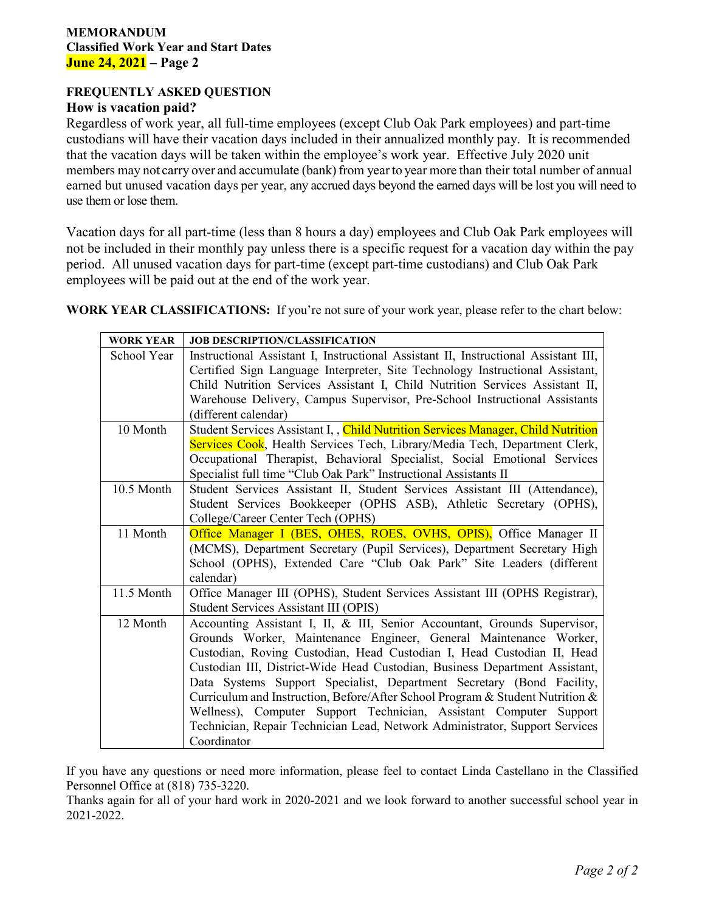**MEMORANDUM**
**Classified Work Year and Start Dates**
**June 24, 2021 – Page 2**

**FREQUENTLY ASKED QUESTION**
**How is vacation paid?**

Regardless of work year, all full-time employees (except Club Oak Park employees) and part-time custodians will have their vacation days included in their annualized monthly pay. It is recommended that the vacation days will be taken within the employee's work year. Effective July 2020 unit members may not carry over and accumulate (bank) from year to year more than their total number of annual earned but unused vacation days per year, any accrued days beyond the earned days will be lost you will need to use them or lose them.

Vacation days for all part-time (less than 8 hours a day) employees and Club Oak Park employees will not be included in their monthly pay unless there is a specific request for a vacation day within the pay period. All unused vacation days for part-time (except part-time custodians) and Club Oak Park employees will be paid out at the end of the work year.

**WORK YEAR CLASSIFICATIONS:** If you're not sure of your work year, please refer to the chart below:

| WORK YEAR | JOB DESCRIPTION/CLASSIFICATION |
|---|---|
| School Year | Instructional Assistant I, Instructional Assistant II, Instructional Assistant III, Certified Sign Language Interpreter, Site Technology Instructional Assistant, Child Nutrition Services Assistant I, Child Nutrition Services Assistant II, Warehouse Delivery, Campus Supervisor, Pre-School Instructional Assistants (different calendar) |
| 10 Month | Student Services Assistant I, , Child Nutrition Services Manager, Child Nutrition Services Cook, Health Services Tech, Library/Media Tech, Department Clerk, Occupational Therapist, Behavioral Specialist, Social Emotional Services Specialist full time "Club Oak Park" Instructional Assistants II |
| 10.5 Month | Student Services Assistant II, Student Services Assistant III (Attendance), Student Services Bookkeeper (OPHS ASB), Athletic Secretary (OPHS), College/Career Center Tech (OPHS) |
| 11 Month | Office Manager I (BES, OHES, ROES, OVHS, OPIS), Office Manager II (MCMS), Department Secretary (Pupil Services), Department Secretary High School (OPHS), Extended Care "Club Oak Park" Site Leaders (different calendar) |
| 11.5 Month | Office Manager III (OPHS), Student Services Assistant III (OPHS Registrar), Student Services Assistant III (OPIS) |
| 12 Month | Accounting Assistant I, II, & III, Senior Accountant, Grounds Supervisor, Grounds Worker, Maintenance Engineer, General Maintenance Worker, Custodian, Roving Custodian, Head Custodian I, Head Custodian II, Head Custodian III, District-Wide Head Custodian, Business Department Assistant, Data Systems Support Specialist, Department Secretary (Bond Facility, Curriculum and Instruction, Before/After School Program & Student Nutrition & Wellness), Computer Support Technician, Assistant Computer Support Technician, Repair Technician Lead, Network Administrator, Support Services Coordinator |

If you have any questions or need more information, please feel to contact Linda Castellano in the Classified Personnel Office at (818) 735-3220.

Thanks again for all of your hard work in 2020-2021 and we look forward to another successful school year in 2021-2022.